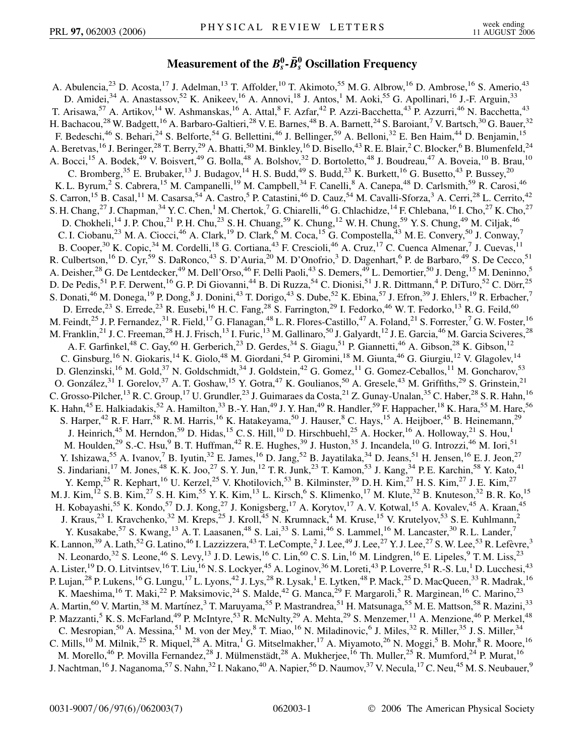# Measurement of the $B_s^0$-$\bar{B}_s^0$ Oscillation Frequency

A. Abulencia,[23] D. Acosta,[17] J. Adelman,[13] T. Affolder,[10] T. Akimoto,[55] M. G. Albrow,[16] D. Ambrose,[16] S. Amerio,[43] D. Amidei,[34] A. Anastassov,[52] K. Anikeev,[16] A. Annovi,[18] J. Antos,[1] M. Aoki,[55] G. Apollinari,[16] J.-F. Arguin,[33] T. Arisawa,[57] A. Artikov,[14] W. Ashmanskas,[16] A. Attal,[8] F. Azfar,[42] P. Azzi-Bacchetta,[43] P. Azzurri,[46] N. Bacchetta,[43] H. Bachacou,[28] W. Badgett,[16] A. Barbaro-Galtieri,[28] V. E. Barnes,[48] B. A. Barnett,[24] S. Baroiant,[7] V. Bartsch,[30] G. Bauer,[32] F. Bedeschi,[46] S. Behari,[24] S. Belforte,[54] G. Bellettini,[46] J. Bellinger,[59] A. Belloni,[32] E. Ben Haim,[44] D. Benjamin,[15] A. Beretvas,[16] J. Beringer,[28] T. Berry,[29] A. Bhatti,[50] M. Binkley,[16] D. Bisello,[43] R. E. Blair,[2] C. Blocker,[6] B. Blumenfeld,[24] A. Bocci,[15] A. Bodek,[49] V. Boisvert,[49] G. Bolla,[48] A. Bolshov,[32] D. Bortoletto,[48] J. Boudreau,[47] A. Boveia,[10] B. Brau,[10] C. Bromberg,[35] E. Brubaker,[13] J. Budagov,[14] H. S. Budd,[49] S. Budd,[23] K. Burkett,[16] G. Busetto,[43] P. Bussey,[20] K. L. Byrum,[2] S. Cabrera,[15] M. Campanelli,[19] M. Campbell,[34] F. Canelli,[8] A. Canepa,[48] D. Carlsmith,[59] R. Carosi,[46] S. Carron,[15] B. Casal,[11] M. Casarsa,[54] A. Castro,[5] P. Catastini,[46] D. Cauz,[54] M. Cavalli-Sforza,[3] A. Cerri,[28] L. Cerrito,[42] S. H. Chang,[27] J. Chapman,[34] Y. C. Chen,[1] M. Chertok,[7] G. Chiarelli,[46] G. Chlachidze,[14] F. Chlebana,[16] I. Cho,[27] K. Cho,[27] D. Chokheli,[14] J. P. Chou,[21] P. H. Chu,[23] S. H. Chuang,[59] K. Chung,[12] W. H. Chung,[59] Y. S. Chung,[49] M. Ciljak,[46] C. I. Ciobanu,[23] M. A. Ciocci,[46] A. Clark,[19] D. Clark,[6] M. Coca,[15] G. Compostella,[43] M. E. Convery,[50] J. Conway,[7] B. Cooper,[30] K. Copic,[34] M. Cordelli,[18] G. Cortiana,[43] F. Crescioli,[46] A. Cruz,[17] C. Cuenca Almenar,[7] J. Cuevas,[11] R. Culbertson,[16] D. Cyr,[59] S. DaRonco,[43] S. D'Auria,[20] M. D'Onofrio,[3] D. Dagenhart,[6] P. de Barbaro,[49] S. De Cecco,[51] A. Deisher,[28] G. De Lentdecker,[49] M. Dell'Orso,[46] F. Delli Paoli,[43] S. Demers,[49] L. Demortier,[50] J. Deng,[15] M. Deninno,[5] D. De Pedis,[51] P. F. Derwent,[16] G. P. Di Giovanni,[44] B. Di Ruzza,[54] C. Dionisi,[51] J. R. Dittmann,[4] P. DiTuro,[52] C. Dörr,[25] S. Donati,[46] M. Donega,[19] P. Dong,[8] J. Donini,[43] T. Dorigo,[43] S. Dube,[52] K. Ebina,[57] J. Efron,[39] J. Ehlers,[19] R. Erbacher,[7] D. Errede,[23] S. Errede,[23] R. Eusebi,[16] H. C. Fang,[28] S. Farrington,[29] I. Fedorko,[46] W. T. Fedorko,[13] R. G. Feild,[60] M. Feindt,[25] J. P. Fernandez,[31] R. Field,[17] G. Flanagan,[48] L. R. Flores-Castillo,[47] A. Foland,[21] S. Forrester,[7] G. W. Foster,[16] M. Franklin,[21] J. C. Freeman,[28] H. J. Frisch,[13] I. Furic,[13] M. Gallinaro,[50] J. Galyardt,[12] J. E. Garcia,[46] M. Garcia Sciveres,[28] A. F. Garfinkel,[48] C. Gay,[60] H. Gerberich,[23] D. Gerdes,[34] S. Giagu,[51] P. Giannetti,[46] A. Gibson,[28] K. Gibson,[12] C. Ginsburg,[16] N. Giokaris,[14] K. Giolo,[48] M. Giordani,[54] P. Giromini,[18] M. Giunta,[46] G. Giurgiu,[12] V. Glagolev,[14] D. Glenzinski,[16] M. Gold,[37] N. Goldschmidt,[34] J. Goldstein,[42] G. Gomez,[11] G. Gomez-Ceballos,[11] M. Goncharov,[53] O. González,[31] I. Gorelov,[37] A. T. Goshaw,[15] Y. Gotra,[47] K. Goulianos,[50] A. Gresele,[43] M. Griffiths,[29] S. Grinstein,[21] C. Grosso-Pilcher,[13] R. C. Group,[17] U. Grundler,[23] J. Guimaraes da Costa,[21] Z. Gunay-Unalan,[35] C. Haber,[28] S. R. Hahn,[16] K. Hahn,[45] E. Halkiadakis,[52] A. Hamilton,[33] B.-Y. Han,[49] J. Y. Han,[49] R. Handler,[59] F. Happacher,[18] K. Hara,[55] M. Hare,[56] S. Harper,[42] R. F. Harr,[58] R. M. Harris,[16] K. Hatakeyama,[50] J. Hauser,[8] C. Hays,[15] A. Heijboer,[45] B. Heinemann,[29] J. Heinrich,[45] M. Herndon,[59] D. Hidas,[15] C. S. Hill,[10] D. Hirschbuehl,[25] A. Hocker,[16] A. Holloway,[21] S. Hou,[1] M. Houlden,[29] S.-C. Hsu,[9] B. T. Huffman,[42] R. E. Hughes,[39] J. Huston,[35] J. Incandela,[10] G. Introzzi,[46] M. Iori,[51] Y. Ishizawa,[55] A. Ivanov,[7] B. Iyutin,[32] E. James,[16] D. Jang,[52] B. Jayatilaka,[34] D. Jeans,[51] H. Jensen,[16] E. J. Jeon,[27] S. Jindariani,[17] M. Jones,[48] K. K. Joo,[27] S. Y. Jun,[12] T. R. Junk,[23] T. Kamon,[53] J. Kang,[34] P. E. Karchin,[58] Y. Kato,[41] Y. Kemp,[25] R. Kephart,[16] U. Kerzel,[25] V. Khotilovich,[53] B. Kilminster,[39] D. H. Kim,[27] H. S. Kim,[27] J. E. Kim,[27] M. J. Kim,[12] S. B. Kim,[27] S. H. Kim,[55] Y. K. Kim,[13] L. Kirsch,[6] S. Klimenko,[17] M. Klute,[32] B. Knuteson,[32] B. R. Ko,[15] H. Kobayashi,[55] K. Kondo,[57] D. J. Kong,[27] J. Konigsberg,[17] A. Korytov,[17] A. V. Kotwal,[15] A. Kovalev,[45] A. Kraan,[45] J. Kraus,[23] I. Kravchenko,[32] M. Kreps,[25] J. Kroll,[45] N. Krumnack,[4] M. Kruse,[15] V. Krutelyov,[53] S. E. Kuhlmann,[2] Y. Kusakabe,[57] S. Kwang,[13] A. T. Laasanen,[48] S. Lai,[33] S. Lami,[46] S. Lammel,[16] M. Lancaster,[30] R. L. Lander,[7] K. Lannon,[39] A. Lath,[52] G. Latino,[46] I. Lazzizzera,[43] T. LeCompte,[2] J. Lee,[49] J. Lee,[27] Y. J. Lee,[27] S. W. Lee,[53] R. Lefèvre,[3] N. Leonardo,[32] S. Leone,[46] S. Levy,[13] J. D. Lewis,[16] C. Lin,[60] C. S. Lin,[16] M. Lindgren,[16] E. Lipeles,[9] T. M. Liss,[23] A. Lister,[19] D. O. Litvintsev,[16] T. Liu,[16] N. S. Lockyer,[45] A. Loginov,[36] M. Loreti,[43] P. Loverre,[51] R.-S. Lu,[1] D. Lucchesi,[43] P. Lujan,[28] P. Lukens,[16] G. Lungu,[17] L. Lyons,[42] J. Lys,[28] R. Lysak,[1] E. Lytken,[48] P. Mack,[25] D. MacQueen,[33] R. Madrak,[16] K. Maeshima,[16] T. Maki,[22] P. Maksimovic,[24] S. Malde,[42] G. Manca,[29] F. Margaroli,[5] R. Marginean,[16] C. Marino,[23] A. Martin,[60] V. Martin,[38] M. Martínez,[3] T. Maruyama,[55] P. Mastrandrea,[51] H. Matsunaga,[55] M. E. Mattson,[58] R. Mazini,[33] P. Mazzanti,[5] K. S. McFarland,[49] P. McIntyre,[53] R. McNulty,[29] A. Mehta,[29] S. Menzemer,[11] A. Menzione,[46] P. Merkel,[48] C. Mesropian,[50] A. Messina,[51] M. von der Mey,[8] T. Miao,[16] N. Miladinovic,[6] J. Miles,[32] R. Miller,[35] J. S. Miller,[34] C. Mills,[10] M. Milnik,[25] R. Miquel,[28] A. Mitra,[1] G. Mitselmakher,[17] A. Miyamoto,[26] N. Moggi,[5] B. Mohr,[8] R. Moore,[16] M. Morello,[46] P. Movilla Fernandez,[28] J. Mülmenstädt,[28] A. Mukherjee,[16] Th. Muller,[25] R. Mumford,[24] P. Murat,[16] J. Nachtman,[16] J. Naganoma,[57] S. Nahn,[32] I. Nakano,[40] A. Napier,[56] D. Naumov,[37] V. Necula,[17] C. Neu,[45] M. S. Neubauer,[9]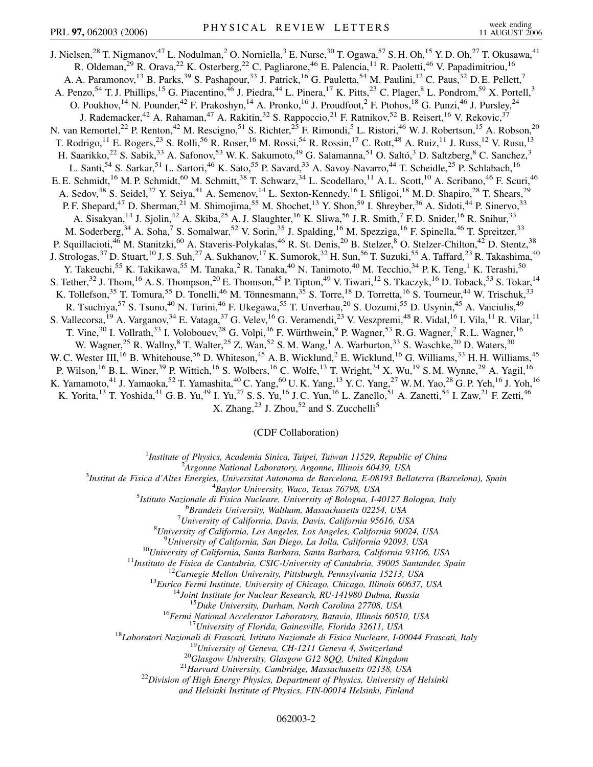J. Nielsen,[28] T. Nigmanov,[47] L. Nodulman,[2] O. Norniella,[3] E. Nurse,[30] T. Ogawa,[57] S. H. Oh,[15] Y. D. Oh,[27] T. Okusawa,[41] R. Oldeman,[29] R. Orava,[22] K. Osterberg,[22] C. Pagliarone,[46] E. Palencia,[11] R. Paoletti,[46] V. Papadimitriou,[16] A. A. Paramonov,[13] B. Parks,[39] S. Pashapour,[33] J. Patrick,[16] G. Pauletta,[54] M. Paulini,[12] C. Paus,[32] D. E. Pellett,[7] A. Penzo,[54] T. J. Phillips,[15] G. Piacentino,[46] J. Piedra,[44] L. Pinera,[17] K. Pitts,[23] C. Plager,[8] L. Pondrom,[59] X. Portell,[3] O. Poukhov,[14] N. Pounder,[42] F. Prakoshyn,[14] A. Pronko,[16] J. Proudfoot,[2] F. Ptohos,[18] G. Punzi,[46] J. Pursley,[24] J. Rademacker,[42] A. Rahaman,[47] A. Rakitin,[32] S. Rappoccio,[21] F. Ratnikov,[52] B. Reisert,[16] V. Rekovic,[37] N. van Remortel,[22] P. Renton,[42] M. Rescigno,[51] S. Richter,[25] F. Rimondi,[5] L. Ristori,[46] W. J. Robertson,[15] A. Robson,[20] T. Rodrigo,[11] E. Rogers,[23] S. Rolli,[56] R. Roser,[16] M. Rossi,[54] R. Rossin,[17] C. Rott,[48] A. Ruiz,[11] J. Russ,[12] V. Rusu,[13] H. Saarikko,[22] S. Sabik,[33] A. Safonov,[53] W. K. Sakumoto,[49] G. Salamanna,[51] O. Saltó,[3] D. Saltzberg,[8] C. Sanchez,[3] L. Santi,[54] S. Sarkar,[51] L. Sartori,[46] K. Sato,[55] P. Savard,[33] A. Savoy-Navarro,[44] T. Scheidle,[25] P. Schlabach,[16] E. E. Schmidt,[16] M. P. Schmidt,[60] M. Schmitt,[38] T. Schwarz,[34] L. Scodellaro,[11] A. L. Scott,[10] A. Scribano,[46] F. Scuri,[46] A. Sedov,[48] S. Seidel,[37] Y. Seiya,[41] A. Semenov,[14] L. Sexton-Kennedy,[16] I. Sfiligoi,[18] M. D. Shapiro,[28] T. Shears,[29] P. F. Shepard,[47] D. Sherman,[21] M. Shimojima,[55] M. Shochet,[13] Y. Shon,[59] I. Shreyber,[36] A. Sidoti,[44] P. Sinervo,[33] A. Sisakyan,[14] J. Sjolin,[42] A. Skiba,[25] A. J. Slaughter,[16] K. Sliwa,[56] J. R. Smith,[7] F. D. Snider,[16] R. Snihur,[33] M. Soderberg,[34] A. Soha,[7] S. Somalwar,[52] V. Sorin,[35] J. Spalding,[16] M. Spezziga,[16] F. Spinella,[46] T. Spreitzer,[33] P. Squillacioti,[46] M. Stanitzki,[60] A. Staveris-Polykalas,[46] R. St. Denis,[20] B. Stelzer,[8] O. Stelzer-Chilton,[42] D. Stentz,[38] J. Strologas,[37] D. Stuart,[10] J. S. Suh,[27] A. Sukhanov,[17] K. Sumorok,[32] H. Sun,[56] T. Suzuki,[55] A. Taffard,[23] R. Takashima,[40] Y. Takeuchi,[55] K. Takikawa,[55] M. Tanaka,[2] R. Tanaka,[40] N. Tanimoto,[40] M. Tecchio,[34] P. K. Teng,[1] K. Terashi,[50] S. Tether,[32] J. Thom,[16] A. S. Thompson,[20] E. Thomson,[45] P. Tipton,[49] V. Tiwari,[12] S. Tkaczyk,[16] D. Toback,[53] S. Tokar,[14] K. Tollefson,[35] T. Tomura,[55] D. Tonelli,[46] M. Tönnesmann,[35] S. Torre,[18] D. Torretta,[16] S. Tourneur,[44] W. Trischuk,[33] R. Tsuchiya,[57] S. Tsuno,[40] N. Turini,[46] F. Ukegawa,[55] T. Unverhau,[20] S. Uozumi,[55] D. Usynin,[45] A. Vaiciulis,[49] S. Vallecorsa,[19] A. Varganov,[34] E. Vataga,[37] G. Velev,[16] G. Veramendi,[23] V. Veszpremi,[48] R. Vidal,[16] I. Vila,[11] R. Vilar,[11] T. Vine,[30] I. Vollrath,[33] I. Volobouev,[28] G. Volpi,[46] F. Würthwein,[9] P. Wagner,[53] R. G. Wagner,[2] R. L. Wagner,[16] W. Wagner,[25] R. Wallny,[8] T. Walter,[25] Z. Wan,[52] S. M. Wang,[1] A. Warburton,[33] S. Waschke,[20] D. Waters,[30] W. C. Wester III,[16] B. Whitehouse,[56] D. Whiteson,[45] A. B. Wicklund,[2] E. Wicklund,[16] G. Williams,[33] H. H. Williams,[45] P. Wilson,[16] B. L. Winer,[39] P. Wittich,[16] S. Wolbers,[16] C. Wolfe,[13] T. Wright,[34] X. Wu,[19] S. M. Wynne,[29] A. Yagil,[16] K. Yamamoto,[41] J. Yamaoka,[52] T. Yamashita,[40] C. Yang,[60] U. K. Yang,[13] Y. C. Yang,[27] W. M. Yao,[28] G. P. Yeh,[16] J. Yoh,[16] K. Yorita,[13] T. Yoshida,[41] G. B. Yu,[49] I. Yu,[27] S. S. Yu,[16] J. C. Yun,[16] L. Zanello,[51] A. Zanetti,[54] I. Zaw,[21] F. Zetti,[46] X. Zhang,[23] J. Zhou,[52] and S. Zucchelli[5]

(CDF Collaboration)

[1]*Institute of Physics, Academia Sinica, Taipei, Taiwan 11529, Republic of China*
[2]*Argonne National Laboratory, Argonne, Illinois 60439, USA*
[3]*Institut de Fisica d'Altes Energies, Universitat Autonoma de Barcelona, E-08193 Bellaterra (Barcelona), Spain*
[4]*Baylor University, Waco, Texas 76798, USA*
[5]*Istituto Nazionale de Fisica Nucleare, University of Bologna, I-40127 Bologna, Italy*
[6]*Brandeis University, Waltham, Massachusetts 02254, USA*
[7]*University of California, Davis, Davis, California 95616, USA*
[8]*University of California, Los Angeles, Los Angeles, California 90024, USA*
[9]*University of California, San Diego, La Jolla, California 92093, USA*
[10]*University of California, Santa Barbara, Santa Barbara, California 93106, USA*
[11]*Instituto de Fisica de Cantabria, CSIC-University of Cantabria, 39005 Santander, Spain*
[12]*Carnegie Mellon University, Pittsburgh, Pennsylvania 15213, USA*
[13]*Enrico Fermi Institute, University of Chicago, Chicago, Illinois 60637, USA*
[14]*Joint Institute for Nuclear Research, RU-141980 Dubna, Russia*
[15]*Duke University, Durham, North Carolina 27708, USA*
[16]*Fermi National Accelerator Laboratory, Batavia, Illinois 60510, USA*
[17]*University of Florida, Gainesville, Florida 32611, USA*
[18]*Laboratori Nazionali di Frascati, Istituto Nazionale di Fisica Nucleare, I-00044 Frascati, Italy*
[19]*University of Geneva, CH-1211 Geneva 4, Switzerland*
[20]*Glasgow University, Glasgow G12 8QQ, United Kingdom*
[21]*Harvard University, Cambridge, Massachusetts 02138, USA*
[22]*Division of High Energy Physics, Department of Physics, University of Helsinki and Helsinki Institute of Physics, FIN-00014 Helsinki, Finland*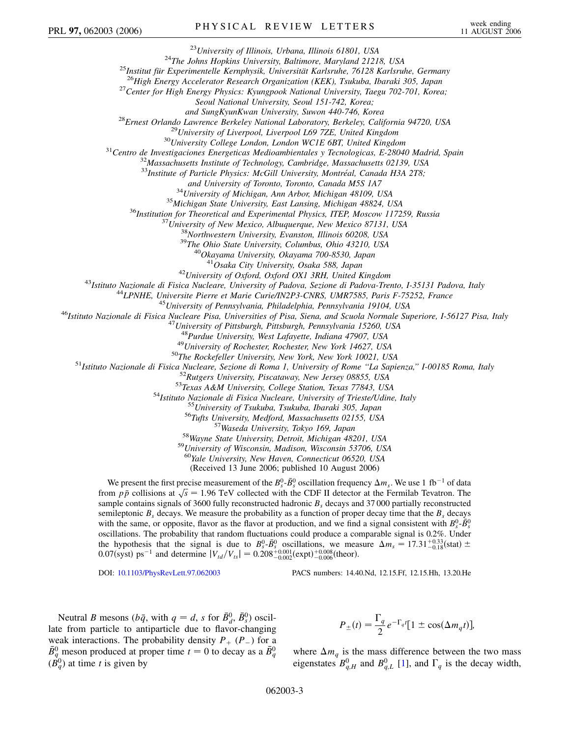[23]University of Illinois, Urbana, Illinois 61801, USA
[24]The Johns Hopkins University, Baltimore, Maryland 21218, USA
[25]Institut für Experimentelle Kernphysik, Universität Karlsruhe, 76128 Karlsruhe, Germany
[26]High Energy Accelerator Research Organization (KEK), Tsukuba, Ibaraki 305, Japan
[27]Center for High Energy Physics: Kyungpook National University, Taegu 702-701, Korea; Seoul National University, Seoul 151-742, Korea; and SungKyunKwan University, Suwon 440-746, Korea
[28]Ernest Orlando Lawrence Berkeley National Laboratory, Berkeley, California 94720, USA
[29]University of Liverpool, Liverpool L69 7ZE, United Kingdom
[30]University College London, London WC1E 6BT, United Kingdom
[31]Centro de Investigaciones Energeticas Medioambientales y Tecnologicas, E-28040 Madrid, Spain
[32]Massachusetts Institute of Technology, Cambridge, Massachusetts 02139, USA
[33]Institute of Particle Physics: McGill University, Montréal, Canada H3A 2T8; and University of Toronto, Toronto, Canada M5S 1A7
[34]University of Michigan, Ann Arbor, Michigan 48109, USA
[35]Michigan State University, East Lansing, Michigan 48824, USA
[36]Institution for Theoretical and Experimental Physics, ITEP, Moscow 117259, Russia
[37]University of New Mexico, Albuquerque, New Mexico 87131, USA
[38]Northwestern University, Evanston, Illinois 60208, USA
[39]The Ohio State University, Columbus, Ohio 43210, USA
[40]Okayama University, Okayama 700-8530, Japan
[41]Osaka City University, Osaka 588, Japan
[42]University of Oxford, Oxford OX1 3RH, United Kingdom
[43]Istituto Nazionale di Fisica Nucleare, University of Padova, Sezione di Padova-Trento, I-35131 Padova, Italy
[44]LPNHE, Universite Pierre et Marie Curie/IN2P3-CNRS, UMR7585, Paris F-75252, France
[45]University of Pennsylvania, Philadelphia, Pennsylvania 19104, USA
[46]Istituto Nazionale di Fisica Nucleare Pisa, Universities of Pisa, Siena, and Scuola Normale Superiore, I-56127 Pisa, Italy
[47]University of Pittsburgh, Pittsburgh, Pennsylvania 15260, USA
[48]Purdue University, West Lafayette, Indiana 47907, USA
[49]University of Rochester, Rochester, New York 14627, USA
[50]The Rockefeller University, New York, New York 10021, USA
[51]Istituto Nazionale di Fisica Nucleare, Sezione di Roma 1, University of Rome "La Sapienza," I-00185 Roma, Italy
[52]Rutgers University, Piscataway, New Jersey 08855, USA
[53]Texas A&M University, College Station, Texas 77843, USA
[54]Istituto Nazionale di Fisica Nucleare, University of Trieste/Udine, Italy
[55]University of Tsukuba, Tsukuba, Ibaraki 305, Japan
[56]Tufts University, Medford, Massachusetts 02155, USA
[57]Waseda University, Tokyo 169, Japan
[58]Wayne State University, Detroit, Michigan 48201, USA
[59]University of Wisconsin, Madison, Wisconsin 53706, USA
[60]Yale University, New Haven, Connecticut 06520, USA

(Received 13 June 2006; published 10 August 2006)

We present the first precise measurement of the $B_s^0$-$\bar{B}_s^0$ oscillation frequency $\Delta m_s$. We use 1 fb$^{-1}$ of data from $p\bar{p}$ collisions at $\sqrt{s} = 1.96$ TeV collected with the CDF II detector at the Fermilab Tevatron. The sample contains signals of 3600 fully reconstructed hadronic $B_s$ decays and 37 000 partially reconstructed semileptonic $B_s$ decays. We measure the probability as a function of proper decay time that the $B_s$ decays with the same, or opposite, flavor as the flavor at production, and we find a signal consistent with $B_s^0$-$\bar{B}_s^0$ oscillations. The probability that random fluctuations could produce a comparable signal is 0.2%. Under the hypothesis that the signal is due to $B_s^0$-$\bar{B}_s^0$ oscillations, we measure $\Delta m_s = 17.31^{+0.33}_{-0.18}(\text{stat}) \pm 0.07(\text{syst})$ ps$^{-1}$ and determine $|V_{td}/V_{ts}| = 0.208^{+0.001}_{-0.002}(\text{expt})^{+0.008}_{-0.006}(\text{theor})$.

DOI: 10.1103/PhysRevLett.97.062003 PACS numbers: 14.40.Nd, 12.15.Ff, 12.15.Hh, 13.20.He

Neutral $B$ mesons ($b\bar{q}$, with $q = d$, $s$ for $\bar{B}_d^0$, $\bar{B}_s^0$) oscillate from particle to antiparticle due to flavor-changing weak interactions. The probability density $P_+$ ($P_-$) for a $\bar{B}_q^0$ meson produced at proper time $t = 0$ to decay as a $\bar{B}_q^0$ ($B_q^0$) at time $t$ is given by

$$P_{\pm}(t) = \frac{\Gamma_q}{2} e^{-\Gamma_q t}[1 \pm \cos(\Delta m_q t)],$$

where $\Delta m_q$ is the mass difference between the two mass eigenstates $B_{q,H}^0$ and $B_{q,L}^0$ [1], and $\Gamma_q$ is the decay width,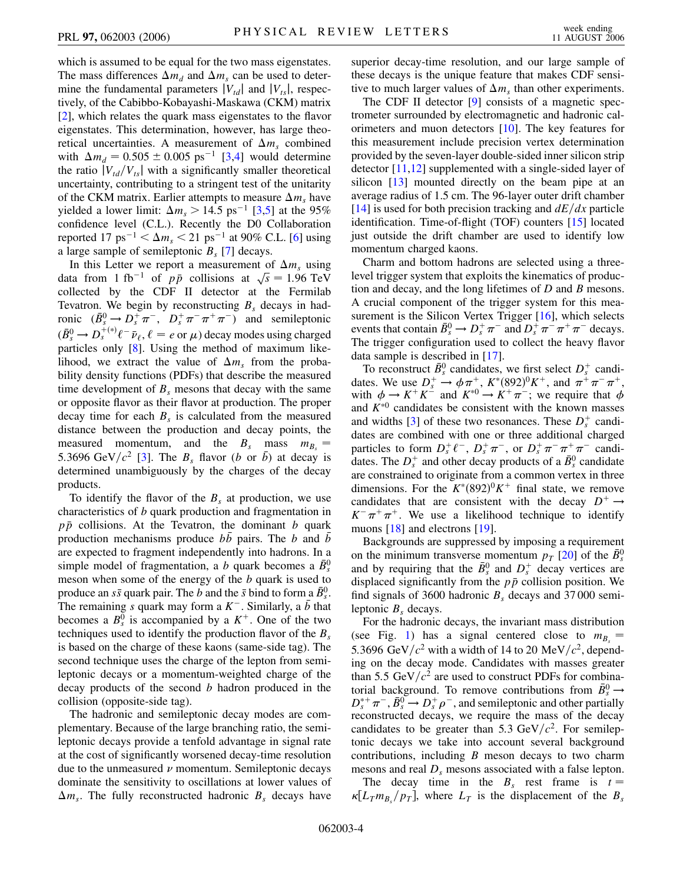which is assumed to be equal for the two mass eigenstates. The mass differences $\Delta m_d$ and $\Delta m_s$ can be used to determine the fundamental parameters $|V_{td}|$ and $|V_{ts}|$, respectively, of the Cabibbo-Kobayashi-Maskawa (CKM) matrix [2], which relates the quark mass eigenstates to the flavor eigenstates. This determination, however, has large theoretical uncertainties. A measurement of $\Delta m_s$ combined with $\Delta m_d = 0.505 \pm 0.005$ ps$^{-1}$ [3,4] would determine the ratio $|V_{td}/V_{ts}|$ with a significantly smaller theoretical uncertainty, contributing to a stringent test of the unitarity of the CKM matrix. Earlier attempts to measure $\Delta m_s$ have yielded a lower limit: $\Delta m_s > 14.5$ ps$^{-1}$ [3,5] at the 95% confidence level (C.L.). Recently the D0 Collaboration reported 17 ps$^{-1} < \Delta m_s < 21$ ps$^{-1}$ at 90% C.L. [6] using a large sample of semileptonic $B_s$ [7] decays.

In this Letter we report a measurement of $\Delta m_s$ using data from 1 fb$^{-1}$ of $p\bar{p}$ collisions at $\sqrt{s} = 1.96$ TeV collected by the CDF II detector at the Fermilab Tevatron. We begin by reconstructing $B_s$ decays in hadronic ($\bar{B}_s^0 \to D_s^+\pi^-$, $D_s^+\pi^-\pi^+\pi^-$) and semileptonic ($\bar{B}_s^0 \to D_s^{+(*)}\ell^-\bar{\nu}_\ell$, $\ell = e$ or $\mu$) decay modes using charged particles only [8]. Using the method of maximum likelihood, we extract the value of $\Delta m_s$ from the probability density functions (PDFs) that describe the measured time development of $B_s$ mesons that decay with the same or opposite flavor as their flavor at production. The proper decay time for each $B_s$ is calculated from the measured distance between the production and decay points, the measured momentum, and the $B_s$ mass $m_{B_s} = 5.3696$ GeV$/c^2$ [3]. The $B_s$ flavor ($b$ or $\bar{b}$) at decay is determined unambiguously by the charges of the decay products.

To identify the flavor of the $B_s$ at production, we use characteristics of $b$ quark production and fragmentation in $p\bar{p}$ collisions. At the Tevatron, the dominant $b$ quark production mechanisms produce $b\bar{b}$ pairs. The $b$ and $\bar{b}$ are expected to fragment independently into hadrons. In a simple model of fragmentation, a $b$ quark becomes a $\bar{B}_s^0$ meson when some of the energy of the $b$ quark is used to produce an $s\bar{s}$ quark pair. The $b$ and the $\bar{s}$ bind to form a $\bar{B}_s^0$. The remaining $s$ quark may form a $K^-$. Similarly, a $\bar{b}$ that becomes a $B_s^0$ is accompanied by a $K^+$. One of the two techniques used to identify the production flavor of the $B_s$ is based on the charge of these kaons (same-side tag). The second technique uses the charge of the lepton from semileptonic decays or a momentum-weighted charge of the decay products of the second $b$ hadron produced in the collision (opposite-side tag).

The hadronic and semileptonic decay modes are complementary. Because of the large branching ratio, the semileptonic decays provide a tenfold advantage in signal rate at the cost of significantly worsened decay-time resolution due to the unmeasured $\nu$ momentum. Semileptonic decays dominate the sensitivity to oscillations at lower values of $\Delta m_s$. The fully reconstructed hadronic $B_s$ decays have superior decay-time resolution, and our large sample of these decays is the unique feature that makes CDF sensitive to much larger values of $\Delta m_s$ than other experiments.

The CDF II detector [9] consists of a magnetic spectrometer surrounded by electromagnetic and hadronic calorimeters and muon detectors [10]. The key features for this measurement include precision vertex determination provided by the seven-layer double-sided inner silicon strip detector [11,12] supplemented with a single-sided layer of silicon [13] mounted directly on the beam pipe at an average radius of 1.5 cm. The 96-layer outer drift chamber [14] is used for both precision tracking and $dE/dx$ particle identification. Time-of-flight (TOF) counters [15] located just outside the drift chamber are used to identify low momentum charged kaons.

Charm and bottom hadrons are selected using a three-level trigger system that exploits the kinematics of production and decay, and the long lifetimes of $D$ and $B$ mesons. A crucial component of the trigger system for this measurement is the Silicon Vertex Trigger [16], which selects events that contain $\bar{B}_s^0 \to D_s^+\pi^-$ and $D_s^+\pi^-\pi^+\pi^-$ decays. The trigger configuration used to collect the heavy flavor data sample is described in [17].

To reconstruct $\bar{B}_s^0$ candidates, we first select $D_s^+$ candidates. We use $D_s^+ \to \phi\pi^+$, $K^*(892)^0K^+$, and $\pi^+\pi^-\pi^+$, with $\phi \to K^+K^-$ and $K^{*0} \to K^+\pi^-$; we require that $\phi$ and $K^{*0}$ candidates be consistent with the known masses and widths [3] of these two resonances. These $D_s^+$ candidates are combined with one or three additional charged particles to form $D_s^+\ell^-$, $D_s^+\pi^-$, or $D_s^+\pi^-\pi^+\pi^-$ candidates. The $D_s^+$ and other decay products of a $\bar{B}_s^0$ candidate are constrained to originate from a common vertex in three dimensions. For the $K^*(892)^0K^+$ final state, we remove candidates that are consistent with the decay $D^+ \to K^-\pi^+\pi^+$. We use a likelihood technique to identify muons [18] and electrons [19].

Backgrounds are suppressed by imposing a requirement on the minimum transverse momentum $p_T$ [20] of the $\bar{B}_s^0$ and by requiring that the $\bar{B}_s^0$ and $D_s^+$ decay vertices are displaced significantly from the $p\bar{p}$ collision position. We find signals of 3600 hadronic $B_s$ decays and 37 000 semileptonic $B_s$ decays.

For the hadronic decays, the invariant mass distribution (see Fig. 1) has a signal centered close to $m_{B_s} = 5.3696$ GeV$/c^2$ with a width of 14 to 20 MeV$/c^2$, depending on the decay mode. Candidates with masses greater than 5.5 GeV$/c^2$ are used to construct PDFs for combinatorial background. To remove contributions from $\bar{B}_s^0 \to D_s^{*+}\pi^-$, $\bar{B}_s^0 \to D_s^+\rho^-$, and semileptonic and other partially reconstructed decays, we require the mass of the decay candidates to be greater than 5.3 GeV$/c^2$. For semileptonic decays we take into account several background contributions, including $B$ meson decays to two charm mesons and real $D_s$ mesons associated with a false lepton.

The decay time in the $B_s$ rest frame is $t = \kappa[L_T m_{B_s}/p_T]$, where $L_T$ is the displacement of the $B_s$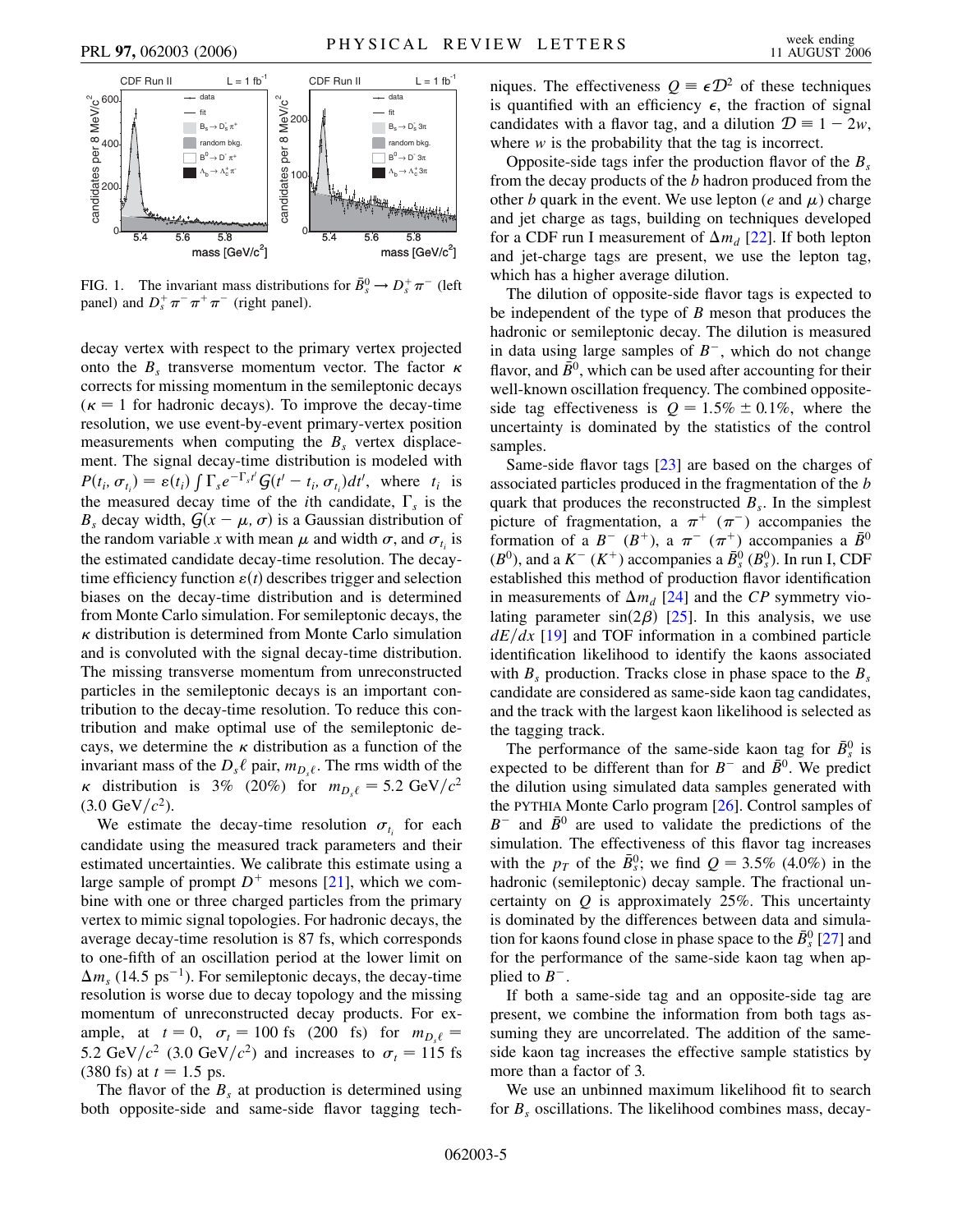FIG. 1. The invariant mass distributions for $\bar{B}_s^0 \to D_s^+\pi^-$ (left panel) and $D_s^+\pi^-\pi^+\pi^-$ (right panel).

decay vertex with respect to the primary vertex projected onto the $B_s$ transverse momentum vector. The factor $\kappa$ corrects for missing momentum in the semileptonic decays ($\kappa = 1$ for hadronic decays). To improve the decay-time resolution, we use event-by-event primary-vertex position measurements when computing the $B_s$ vertex displacement. The signal decay-time distribution is modeled with $P(t_i, \sigma_{t_i}) = \varepsilon(t_i) \int \Gamma_s e^{-\Gamma_s t'} \mathcal{G}(t' - t_i, \sigma_{t_i}) dt'$, where $t_i$ is the measured decay time of the $i$th candidate, $\Gamma_s$ is the $B_s$ decay width, $\mathcal{G}(x - \mu, \sigma)$ is a Gaussian distribution of the random variable $x$ with mean $\mu$ and width $\sigma$, and $\sigma_{t_i}$ is the estimated candidate decay-time resolution. The decay-time efficiency function $\varepsilon(t)$ describes trigger and selection biases on the decay-time distribution and is determined from Monte Carlo simulation. For semileptonic decays, the $\kappa$ distribution is determined from Monte Carlo simulation and is convoluted with the signal decay-time distribution. The missing transverse momentum from unreconstructed particles in the semileptonic decays is an important contribution to the decay-time resolution. To reduce this contribution and make optimal use of the semileptonic decays, we determine the $\kappa$ distribution as a function of the invariant mass of the $D_s\ell$ pair, $m_{D_s\ell}$. The rms width of the $\kappa$ distribution is 3% (20%) for $m_{D_s\ell} = 5.2$ GeV/$c^2$ (3.0 GeV/$c^2$).

We estimate the decay-time resolution $\sigma_{t_i}$ for each candidate using the measured track parameters and their estimated uncertainties. We calibrate this estimate using a large sample of prompt $D^+$ mesons [21], which we combine with one or three charged particles from the primary vertex to mimic signal topologies. For hadronic decays, the average decay-time resolution is 87 fs, which corresponds to one-fifth of an oscillation period at the lower limit on $\Delta m_s$ (14.5 ps$^{-1}$). For semileptonic decays, the decay-time resolution is worse due to decay topology and the missing momentum of unreconstructed decay products. For example, at $t = 0$, $\sigma_t = 100$ fs (200 fs) for $m_{D_s\ell} = 5.2$ GeV/$c^2$ (3.0 GeV/$c^2$) and increases to $\sigma_t = 115$ fs (380 fs) at $t = 1.5$ ps.

The flavor of the $B_s$ at production is determined using both opposite-side and same-side flavor tagging techniques. The effectiveness $Q \equiv \epsilon \mathcal{D}^2$ of these techniques is quantified with an efficiency $\epsilon$, the fraction of signal candidates with a flavor tag, and a dilution $\mathcal{D} \equiv 1 - 2w$, where $w$ is the probability that the tag is incorrect.

Opposite-side tags infer the production flavor of the $B_s$ from the decay products of the $b$ hadron produced from the other $b$ quark in the event. We use lepton ($e$ and $\mu$) charge and jet charge as tags, building on techniques developed for a CDF run II measurement of $\Delta m_d$ [22]. If both lepton and jet-charge tags are present, we use the lepton tag, which has a higher average dilution.

The dilution of opposite-side flavor tags is expected to be independent of the type of $B$ meson that produces the hadronic or semileptonic decay. The dilution is measured in data using large samples of $B^-$, which do not change flavor, and $\bar{B}^0$, which can be used after accounting for their well-known oscillation frequency. The combined opposite-side tag effectiveness is $Q = 1.5\% \pm 0.1\%$, where the uncertainty is dominated by the statistics of the control samples.

Same-side flavor tags [23] are based on the charges of associated particles produced in the fragmentation of the $b$ quark that produces the reconstructed $B_s$. In the simplest picture of fragmentation, a $\pi^+$ ($\pi^-$) accompanies the formation of a $B^-$ ($B^+$), a $\pi^-$ ($\pi^+$) accompanies a $\bar{B}^0$ ($B^0$), and a $K^-$ ($K^+$) accompanies a $\bar{B}_s^0$ ($B_s^0$). In run I, CDF established this method of production flavor identification in measurements of $\Delta m_d$ [24] and the $CP$ symmetry violating parameter $\sin(2\beta)$ [25]. In this analysis, we use $dE/dx$ [19] and TOF information in a combined particle identification likelihood to identify the kaons associated with $B_s$ production. Tracks close in phase space to the $B_s$ candidate are considered as same-side kaon tag candidates, and the track with the largest kaon likelihood is selected as the tagging track.

The performance of the same-side kaon tag for $\bar{B}_s^0$ is expected to be different than for $B^-$ and $\bar{B}^0$. We predict the dilution using simulated data samples generated with the PYTHIA Monte Carlo program [26]. Control samples of $B^-$ and $\bar{B}^0$ are used to validate the predictions of the simulation. The effectiveness of this flavor tag increases with the $p_T$ of the $\bar{B}_s^0$; we find $Q = 3.5\%$ (4.0%) in the hadronic (semileptonic) decay sample. The fractional uncertainty on $Q$ is approximately 25%. This uncertainty is dominated by the differences between data and simulation for kaons found close in phase space to the $\bar{B}_s^0$ [27] and for the performance of the same-side kaon tag when applied to $B^-$.

If both a same-side tag and an opposite-side tag are present, we combine the information from both tags assuming they are uncorrelated. The addition of the same-side kaon tag increases the effective sample statistics by more than a factor of 3.

We use an unbinned maximum likelihood fit to search for $B_s$ oscillations. The likelihood combines mass, decay-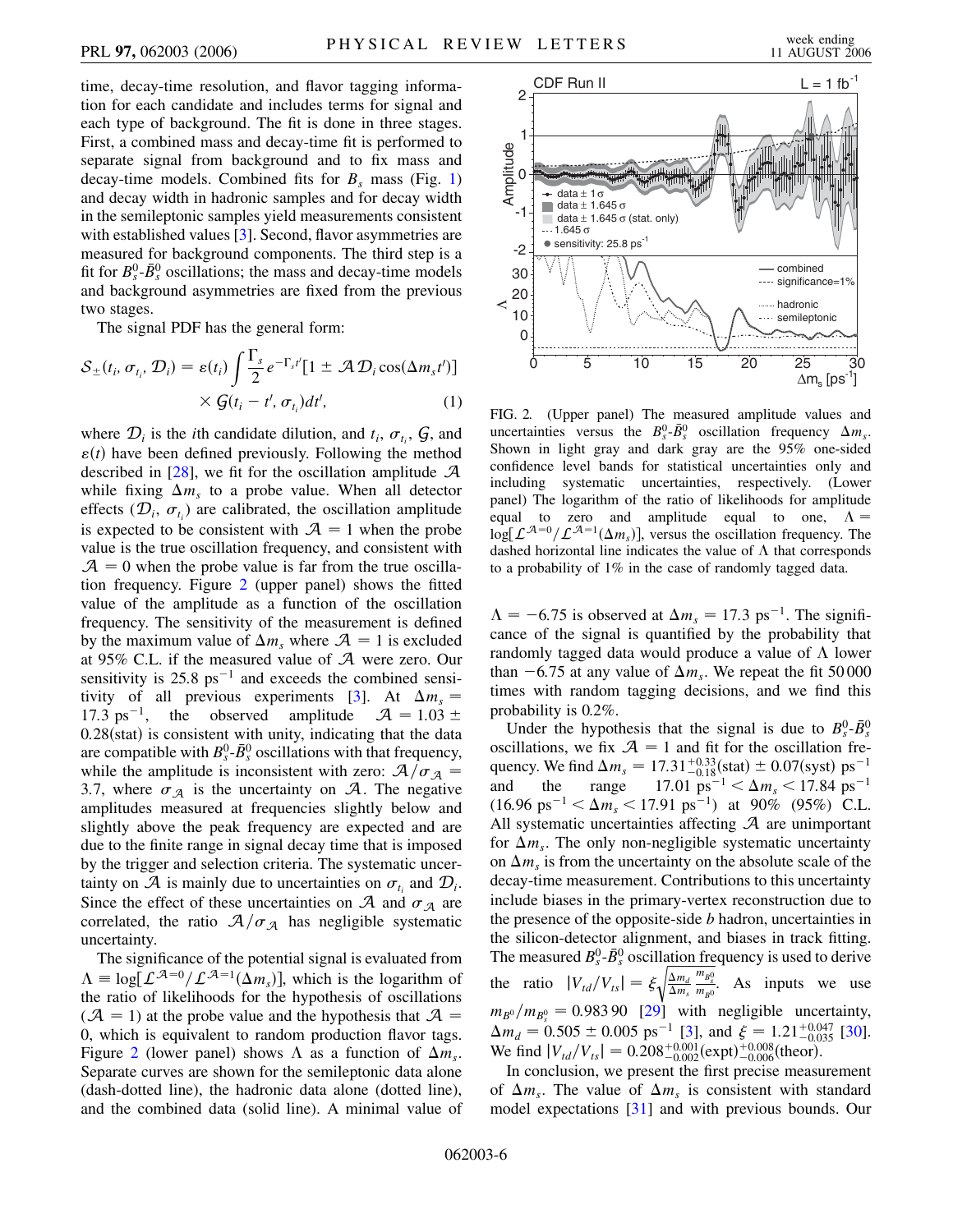time, decay-time resolution, and flavor tagging information for each candidate and includes terms for signal and each type of background. The fit is done in three stages. First, a combined mass and decay-time fit is performed to separate signal from background and to fix mass and decay-time models. Combined fits for $B_s$ mass (Fig. 1) and decay width in hadronic samples and for decay width in the semileptonic samples yield measurements consistent with established values [3]. Second, flavor asymmetries are measured for background components. The third step is a fit for $B_s^0$-$\bar{B}_s^0$ oscillations; the mass and decay-time models and background asymmetries are fixed from the previous two stages.

The signal PDF has the general form:

$$\mathcal{S}_{\pm}(t_i, \sigma_{t_i}, \mathcal{D}_i) = \varepsilon(t_i) \int \frac{\Gamma_s}{2} e^{-\Gamma_s t'} [1 \pm \mathcal{A} \mathcal{D}_i \cos(\Delta m_s t')] \times \mathcal{G}(t_i - t', \sigma_{t_i}) dt', \tag{1}$$

where $\mathcal{D}_i$ is the $i$th candidate dilution, and $t_i$, $\sigma_{t_i}$, $\mathcal{G}$, and $\varepsilon(t)$ have been defined previously. Following the method described in [28], we fit for the oscillation amplitude $\mathcal{A}$ while fixing $\Delta m_s$ to a probe value. When all detector effects ($\mathcal{D}_i$, $\sigma_{t_i}$) are calibrated, the oscillation amplitude is expected to be consistent with $\mathcal{A} = 1$ when the probe value is the true oscillation frequency, and consistent with $\mathcal{A} = 0$ when the probe value is far from the true oscillation frequency. Figure 2 (upper panel) shows the fitted value of the amplitude as a function of the oscillation frequency. The sensitivity of the measurement is defined by the maximum value of $\Delta m_s$ where $\mathcal{A} = 1$ is excluded at 95% C.L. if the measured value of $\mathcal{A}$ were zero. Our sensitivity is 25.8 ps$^{-1}$ and exceeds the combined sensitivity of all previous experiments [3]. At $\Delta m_s = 17.3$ ps$^{-1}$, the observed amplitude $\mathcal{A} = 1.03 \pm 0.28$(stat) is consistent with unity, indicating that the data are compatible with $B_s^0$-$\bar{B}_s^0$ oscillations with that frequency, while the amplitude is inconsistent with zero: $\mathcal{A}/\sigma_{\mathcal{A}} = 3.7$, where $\sigma_{\mathcal{A}}$ is the uncertainty on $\mathcal{A}$. The negative amplitudes measured at frequencies slightly below and slightly above the peak frequency are expected and are due to the finite range in signal decay time that is imposed by the trigger and selection criteria. The systematic uncertainty on $\mathcal{A}$ is mainly due to uncertainties on $\sigma_{t_i}$ and $\mathcal{D}_i$. Since the effect of these uncertainties on $\mathcal{A}$ and $\sigma_{\mathcal{A}}$ are correlated, the ratio $\mathcal{A}/\sigma_{\mathcal{A}}$ has negligible systematic uncertainty.

The significance of the potential signal is evaluated from $\Lambda \equiv \log[\mathcal{L}^{\mathcal{A}=0}/\mathcal{L}^{\mathcal{A}=1}(\Delta m_s)]$, which is the logarithm of the ratio of likelihoods for the hypothesis of oscillations ($\mathcal{A} = 1$) at the probe value and the hypothesis that $\mathcal{A} = 0$, which is equivalent to random production flavor tags. Figure 2 (lower panel) shows $\Lambda$ as a function of $\Delta m_s$. Separate curves are shown for the semileptonic data alone (dash-dotted line), the hadronic data alone (dotted line), and the combined data (solid line). A minimal value of $\Lambda = -6.75$ is observed at $\Delta m_s = 17.3$ ps$^{-1}$. The significance of the signal is quantified by the probability that randomly tagged data would produce a value of $\Lambda$ lower than $-6.75$ at any value of $\Delta m_s$. We repeat the fit 50 000 times with random tagging decisions, and we find this probability is 0.2%.

FIG. 2. (Upper panel) The measured amplitude values and uncertainties versus the $B_s^0$-$\bar{B}_s^0$ oscillation frequency $\Delta m_s$. Shown in light gray and dark gray are the 95% one-sided confidence level bands for statistical uncertainties only and including systematic uncertainties, respectively. (Lower panel) The logarithm of the ratio of likelihoods for amplitude equal to zero and amplitude equal to one, $\Lambda = \log[\mathcal{L}^{\mathcal{A}=0}/\mathcal{L}^{\mathcal{A}=1}(\Delta m_s)]$, versus the oscillation frequency. The dashed horizontal line indicates the value of $\Lambda$ that corresponds to a probability of 1% in the case of randomly tagged data.

Under the hypothesis that the signal is due to $B_s^0$-$\bar{B}_s^0$ oscillations, we fix $\mathcal{A} = 1$ and fit for the oscillation frequency. We find $\Delta m_s = 17.31^{+0.33}_{-0.18}$(stat) $\pm$ 0.07(syst) ps$^{-1}$ and the range 17.01 ps$^{-1} < \Delta m_s <$ 17.84 ps$^{-1}$ (16.96 ps$^{-1} < \Delta m_s <$ 17.91 ps$^{-1}$) at 90% (95%) C.L. All systematic uncertainties affecting $\mathcal{A}$ are unimportant for $\Delta m_s$. The only non-negligible systematic uncertainty on $\Delta m_s$ is from the uncertainty on the absolute scale of the decay-time measurement. Contributions to this uncertainty include biases in the primary-vertex reconstruction due to the presence of the opposite-side $b$ hadron, uncertainties in the silicon-detector alignment, and biases in track fitting. The measured $B_s^0$-$\bar{B}_s^0$ oscillation frequency is used to derive the ratio $|V_{td}/V_{ts}| = \xi \sqrt{\frac{\Delta m_d}{\Delta m_s} \frac{m_{B_s^0}}{m_{B^0}}}$. As inputs we use $m_{B^0}/m_{B_s^0} = 0.983\,90$ [29] with negligible uncertainty, $\Delta m_d = 0.505 \pm 0.005$ ps$^{-1}$ [3], and $\xi = 1.21^{+0.047}_{-0.035}$ [30]. We find $|V_{td}/V_{ts}| = 0.208^{+0.001}_{-0.002}$(expt)$^{+0.008}_{-0.006}$(theor).

In conclusion, we present the first precise measurement of $\Delta m_s$. The value of $\Delta m_s$ is consistent with standard model expectations [31] and with previous bounds. Our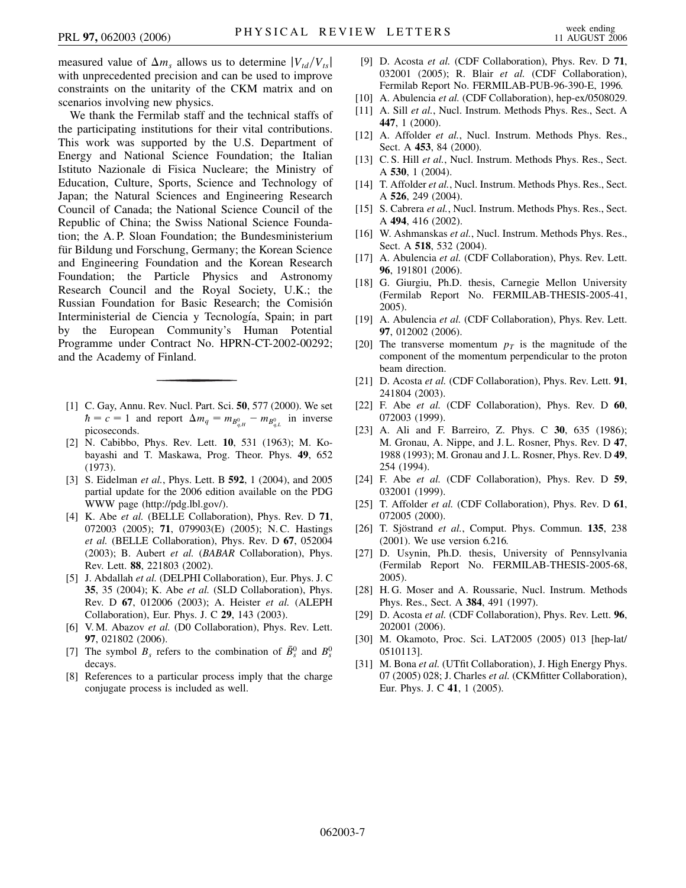measured value of $\Delta m_s$ allows us to determine $|V_{td}/V_{ts}|$ with unprecedented precision and can be used to improve constraints on the unitarity of the CKM matrix and on scenarios involving new physics.

We thank the Fermilab staff and the technical staffs of the participating institutions for their vital contributions. This work was supported by the U.S. Department of Energy and National Science Foundation; the Italian Istituto Nazionale di Fisica Nucleare; the Ministry of Education, Culture, Sports, Science and Technology of Japan; the Natural Sciences and Engineering Research Council of Canada; the National Science Council of the Republic of China; the Swiss National Science Foundation; the A. P. Sloan Foundation; the Bundesministerium für Bildung und Forschung, Germany; the Korean Science and Engineering Foundation and the Korean Research Foundation; the Particle Physics and Astronomy Research Council and the Royal Society, U.K.; the Russian Foundation for Basic Research; the Comisión Interministerial de Ciencia y Tecnología, Spain; in part by the European Community's Human Potential Programme under Contract No. HPRN-CT-2002-00292; and the Academy of Finland.

---

[1] C. Gay, Annu. Rev. Nucl. Part. Sci. **50**, 577 (2000). We set $\hbar = c = 1$ and report $\Delta m_q = m_{B^0_{q,H}} - m_{B^0_{q,L}}$ in inverse picoseconds.

[2] N. Cabibbo, Phys. Rev. Lett. **10**, 531 (1963); M. Kobayashi and T. Maskawa, Prog. Theor. Phys. **49**, 652 (1973).

[3] S. Eidelman *et al.*, Phys. Lett. B **592**, 1 (2004), and 2005 partial update for the 2006 edition available on the PDG WWW page (http://pdg.lbl.gov/).

[4] K. Abe *et al.* (BELLE Collaboration), Phys. Rev. D **71**, 072003 (2005); **71**, 079903(E) (2005); N. C. Hastings *et al.* (BELLE Collaboration), Phys. Rev. D **67**, 052004 (2003); B. Aubert *et al.* (*BABAR* Collaboration), Phys. Rev. Lett. **88**, 221803 (2002).

[5] J. Abdallah *et al.* (DELPHI Collaboration), Eur. Phys. J. C **35**, 35 (2004); K. Abe *et al.* (SLD Collaboration), Phys. Rev. D **67**, 012006 (2003); A. Heister *et al.* (ALEPH Collaboration), Eur. Phys. J. C **29**, 143 (2003).

[6] V. M. Abazov *et al.* (D0 Collaboration), Phys. Rev. Lett. **97**, 021802 (2006).

[7] The symbol $B_s$ refers to the combination of $\bar{B}^0_s$ and $B^0_s$ decays.

[8] References to a particular process imply that the charge conjugate process is included as well.

[9] D. Acosta *et al.* (CDF Collaboration), Phys. Rev. D **71**, 032001 (2005); R. Blair *et al.* (CDF Collaboration), Fermilab Report No. FERMILAB-PUB-96-390-E, 1996.

[10] A. Abulencia *et al.* (CDF Collaboration), hep-ex/0508029.

[11] A. Sill *et al.*, Nucl. Instrum. Methods Phys. Res., Sect. A **447**, 1 (2000).

[12] A. Affolder *et al.*, Nucl. Instrum. Methods Phys. Res., Sect. A **453**, 84 (2000).

[13] C. S. Hill *et al.*, Nucl. Instrum. Methods Phys. Res., Sect. A **530**, 1 (2004).

[14] T. Affolder *et al.*, Nucl. Instrum. Methods Phys. Res., Sect. A **526**, 249 (2004).

[15] S. Cabrera *et al.*, Nucl. Instrum. Methods Phys. Res., Sect. A **494**, 416 (2002).

[16] W. Ashmanskas *et al.*, Nucl. Instrum. Methods Phys. Res., Sect. A **518**, 532 (2004).

[17] A. Abulencia *et al.* (CDF Collaboration), Phys. Rev. Lett. **96**, 191801 (2006).

[18] G. Giurgiu, Ph.D. thesis, Carnegie Mellon University (Fermilab Report No. FERMILAB-THESIS-2005-41, 2005).

[19] A. Abulencia *et al.* (CDF Collaboration), Phys. Rev. Lett. **97**, 012002 (2006).

[20] The transverse momentum $p_T$ is the magnitude of the component of the momentum perpendicular to the proton beam direction.

[21] D. Acosta *et al.* (CDF Collaboration), Phys. Rev. Lett. **91**, 241804 (2003).

[22] F. Abe *et al.* (CDF Collaboration), Phys. Rev. D **60**, 072003 (1999).

[23] A. Ali and F. Barreiro, Z. Phys. C **30**, 635 (1986); M. Gronau, A. Nippe, and J. L. Rosner, Phys. Rev. D **47**, 1988 (1993); M. Gronau and J. L. Rosner, Phys. Rev. D **49**, 254 (1994).

[24] F. Abe *et al.* (CDF Collaboration), Phys. Rev. D **59**, 032001 (1999).

[25] T. Affolder *et al.* (CDF Collaboration), Phys. Rev. D **61**, 072005 (2000).

[26] T. Sjöstrand *et al.*, Comput. Phys. Commun. **135**, 238 (2001). We use version 6.216.

[27] D. Usynin, Ph.D. thesis, University of Pennsylvania (Fermilab Report No. FERMILAB-THESIS-2005-68, 2005).

[28] H. G. Moser and A. Roussarie, Nucl. Instrum. Methods Phys. Res., Sect. A **384**, 491 (1997).

[29] D. Acosta *et al.* (CDF Collaboration), Phys. Rev. Lett. **96**, 202001 (2006).

[30] M. Okamoto, Proc. Sci. LAT2005 (2005) 013 [hep-lat/0510113].

[31] M. Bona *et al.* (UTfit Collaboration), J. High Energy Phys. 07 (2005) 028; J. Charles *et al.* (CKMfitter Collaboration), Eur. Phys. J. C **41**, 1 (2005).